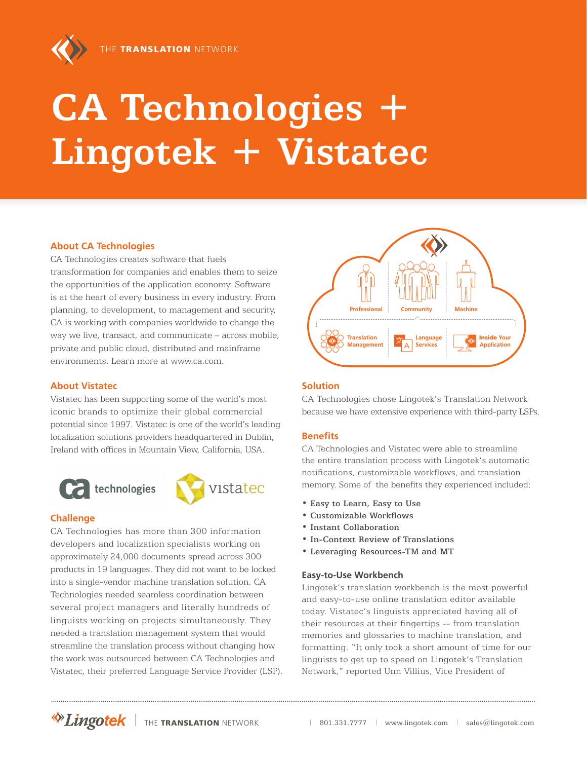THE **TRANSLATION** NETWORK

# CA Technologies + Lingotek + Vistatec

## About CA Technologies

CA Technologies creates software that fuels transformation for companies and enables them to seize the opportunities of the application economy. Software is at the heart of every business in every industry. From planning, to development, to management and security, CA is working with companies worldwide to change the way we live, transact, and communicate – across mobile, private and public cloud, distributed and mainframe environments. Learn more at www.ca.com.

## About Vistatec

Vistatec has been supporting some of the world's most iconic brands to optimize their global commercial potential since 1997. Vistatec is one of the world's leading localization solutions providers headquartered in Dublin, Ireland with offices in Mountain View, California, USA.

## Challenge

CA Technologies has more than 300 information developers and localization specialists working on approximately 24,000 documents spread across 300 products in 19 languages. They did not want to be locked into a single-vendor machine translation solution. CA Technologies needed seamless coordination between several project managers and literally hundreds of linguists working on projects simultaneously. They needed a translation management system that would streamline the translation process without changing how the work was outsourced between CA Technologies and Vistatec, their preferred Language Service Provider (LSP).

Professional | Community | Machine

Translation Management | Language Services | Inside Your Application

## Solution

CA Technologies chose Lingotek's Translation Network because we have extensive experience with third-party LSPs.

## Benefits

CA Technologies and Vistatec were able to streamline the entire translation process with Lingotek's automatic notifications, customizable workflows, and translation memory. Some of the benefits they experienced included:

- Easy to Learn, Easy to Use
- Customizable Workflows
- Instant Collaboration
- In-Context Review of Translations
- Leveraging Resources-TM and MT

### Easy-to-Use Workbench

Lingotek's translation workbench is the most powerful and easy-to-use online translation editor available today. Vistatec's linguists appreciated having all of their resources at their fingertips -- from translation memories and glossaries to machine translation, and formatting. "It only took a short amount of time for our linguists to get up to speed on Lingotek's Translation Network," reported Unn Villius, Vice President of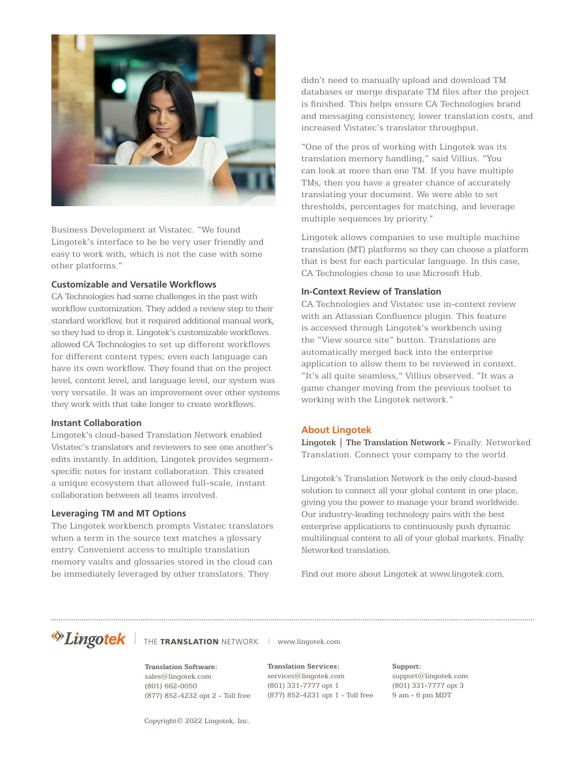Business Development at Vistatec. "We found Lingotek's interface to be very user friendly and easy to work with, which is not the case with some other platforms."

### Customizable and Versatile Workflows

CA Technologies had some challenges in the past with workflow customization. They added a review step to their standard workflow, but it required additional manual work, so they had to drop it. Lingotek's customizable workflows allowed CA Technologies to set up different workflows for different content types; even each language can have its own workflow. They found that on the project level, content level, and language level, our system was very versatile. It was an improvement over other systems they work with that take longer to create workflows.

### Instant Collaboration

Lingotek's cloud-based Translation Network enabled Vistatec's translators and reviewers to see one another's edits instantly. In addition, Lingotek provides segment-specific notes for instant collaboration. This created a unique ecosystem that allowed full-scale, instant collaboration between all teams involved.

### Leveraging TM and MT Options

The Lingotek workbench prompts Vistatec translators when a term in the source text matches a glossary entry. Convenient access to multiple translation memory vaults and glossaries stored in the cloud can be immediately leveraged by other translators. They didn't need to manually upload and download TM databases or merge disparate TM files after the project is finished. This helps ensure CA Technologies brand and messaging consistency, lower translation costs, and increased Vistatec's translator throughput.

"One of the pros of working with Lingotek was its translation memory handling," said Villius. "You can look at more than one TM. If you have multiple TMs, then you have a greater chance of accurately translating your document. We were able to set thresholds, percentages for matching, and leverage multiple sequences by priority."

Lingotek allows companies to use multiple machine translation (MT) platforms so they can choose a platform that is best for each particular language. In this case, CA Technologies chose to use Microsoft Hub.

### In-Context Review of Translation

CA Technologies and Vistatec use in-context review with an Atlassian Confluence plugin. This feature is accessed through Lingotek's workbench using the "View source site" button. Translations are automatically merged back into the enterprise application to allow them to be reviewed in context. "It's all quite seamless," Villius observed. "It was a game changer moving from the previous toolset to working with the Lingotek network."

## About Lingotek

**Lingotek | The Translation Network -** Finally. Networked Translation. Connect your company to the world.

Lingotek's Translation Network is the only cloud-based solution to connect all your global content in one place, giving you the power to manage your brand worldwide. Our industry-leading technology pairs with the best enterprise applications to continuously push dynamic multilingual content to all of your global markets. Finally. Networked translation.

Find out more about Lingotek at www.lingotek.com.

Lingotek | THE **TRANSLATION** NETWORK | www.lingotek.com

**Translation Software:**
sales@lingotek.com
(801) 662-0050
(877) 852-4232 opt 2 - Toll free

**Translation Services:**
services@lingotek.com
(801) 331-7777 opt 1
(877) 852-4231 opt 1 - Toll free

**Support:**
support@lingotek.com
(801) 331-7777 opt 3
9 am - 6 pm MDT

Copyright© 2022 Lingotek, Inc.